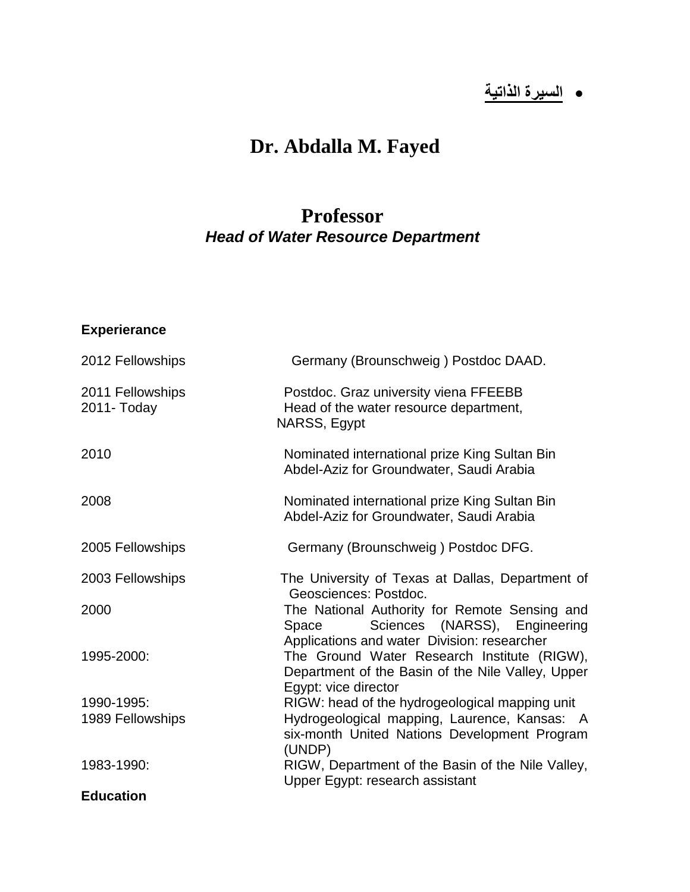- **السيرة الذاتية**

# Dr. Abdalla M. Fayed

## Professor

***Head of Water Resource Department***

**Experierance**

| | |
|---|---|
| 2012 Fellowships | Germany (Brounschweig ) Postdoc DAAD. |
| 2011 Fellowships | Postdoc. Graz university viena FFEEBB |
| 2011- Today | Head of the water resource department, NARSS, Egypt |
| 2010 | Nominated international prize King Sultan Bin Abdel-Aziz for Groundwater, Saudi Arabia |
| 2008 | Nominated international prize King Sultan Bin Abdel-Aziz for Groundwater, Saudi Arabia |
| 2005 Fellowships | Germany (Brounschweig ) Postdoc DFG. |
| 2003 Fellowships | The University of Texas at Dallas, Department of Geosciences: Postdoc. |
| 2000 | The National Authority for Remote Sensing and Space Sciences (NARSS), Engineering Applications and water Division: researcher |
| 1995-2000: | The Ground Water Research Institute (RIGW), Department of the Basin of the Nile Valley, Upper Egypt: vice director |
| 1990-1995: | RIGW: head of the hydrogeological mapping unit |
| 1989 Fellowships | Hydrogeological mapping, Laurence, Kansas: A six-month United Nations Development Program (UNDP) |
| 1983-1990: | RIGW, Department of the Basin of the Nile Valley, Upper Egypt: research assistant |

**Education**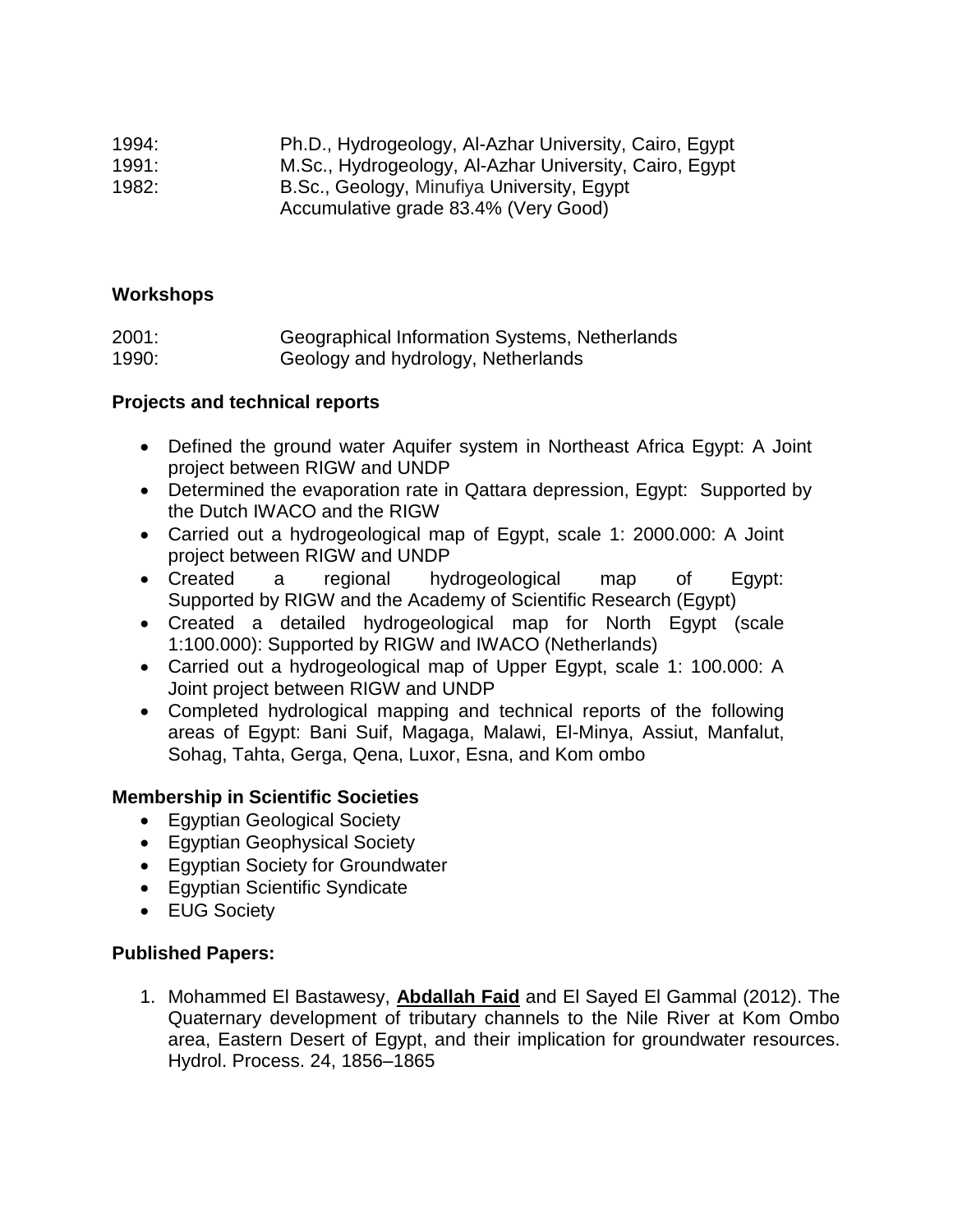1994: Ph.D., Hydrogeology, Al-Azhar University, Cairo, Egypt
1991: M.Sc., Hydrogeology, Al-Azhar University, Cairo, Egypt
1982: B.Sc., Geology, Minufiya University, Egypt
Accumulative grade 83.4% (Very Good)

**Workshops**

2001: Geographical Information Systems, Netherlands
1990: Geology and hydrology, Netherlands

**Projects and technical reports**

- Defined the ground water Aquifer system in Northeast Africa Egypt: A Joint project between RIGW and UNDP
- Determined the evaporation rate in Qattara depression, Egypt: Supported by the Dutch IWACO and the RIGW
- Carried out a hydrogeological map of Egypt, scale 1: 2000.000: A Joint project between RIGW and UNDP
- Created a regional hydrogeological map of Egypt: Supported by RIGW and the Academy of Scientific Research (Egypt)
- Created a detailed hydrogeological map for North Egypt (scale 1:100.000): Supported by RIGW and IWACO (Netherlands)
- Carried out a hydrogeological map of Upper Egypt, scale 1: 100.000: A Joint project between RIGW and UNDP
- Completed hydrological mapping and technical reports of the following areas of Egypt: Bani Suif, Magaga, Malawi, El-Minya, Assiut, Manfalut, Sohag, Tahta, Gerga, Qena, Luxor, Esna, and Kom ombo

**Membership in Scientific Societies**

- Egyptian Geological Society
- Egyptian Geophysical Society
- Egyptian Society for Groundwater
- Egyptian Scientific Syndicate
- EUG Society

**Published Papers:**

1. Mohammed El Bastawesy, **Abdallah Faid** and El Sayed El Gammal (2012). The Quaternary development of tributary channels to the Nile River at Kom Ombo area, Eastern Desert of Egypt, and their implication for groundwater resources. Hydrol. Process. 24, 1856–1865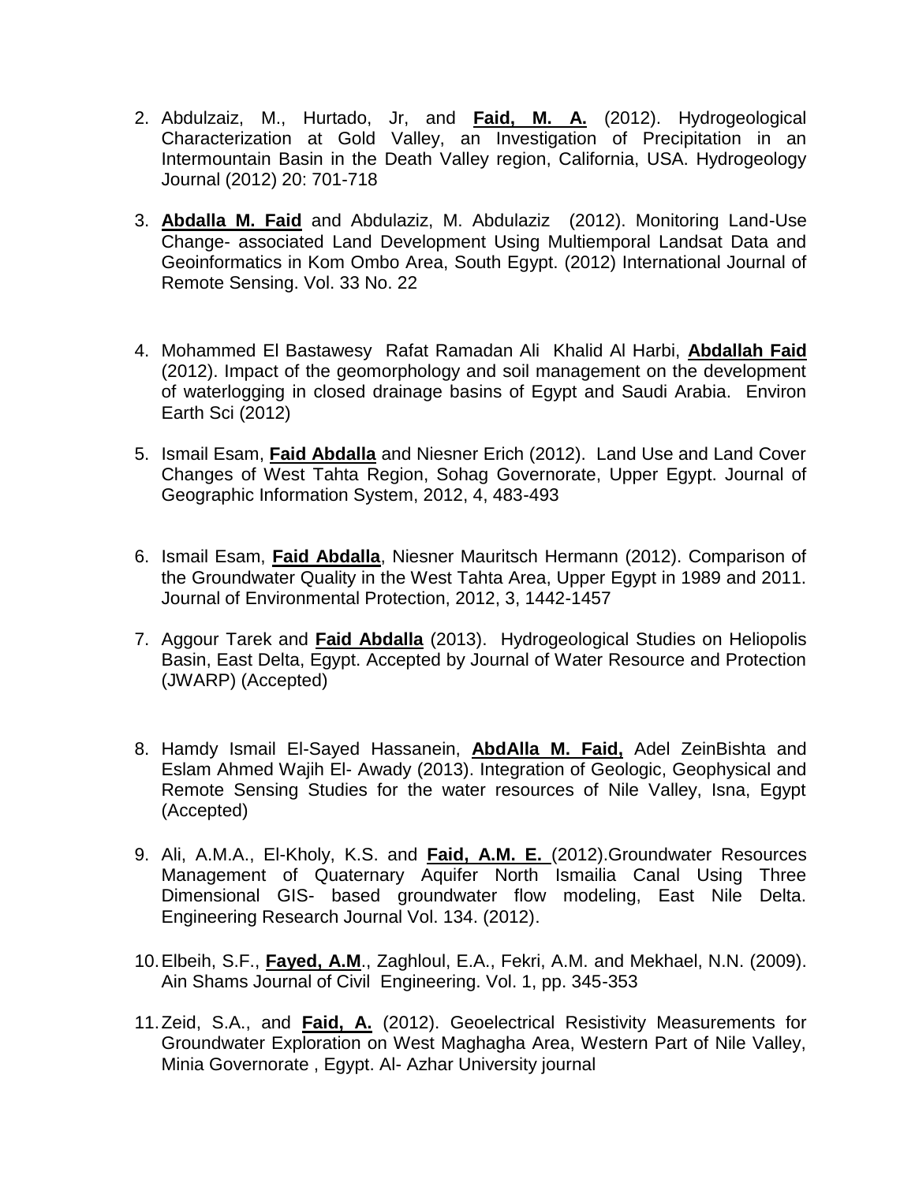2. Abdulzaiz, M., Hurtado, Jr, and **Faid, M. A.** (2012). Hydrogeological Characterization at Gold Valley, an Investigation of Precipitation in an Intermountain Basin in the Death Valley region, California, USA. Hydrogeology Journal (2012) 20: 701-718

3. **Abdalla M. Faid** and Abdulaziz, M. Abdulaziz (2012). Monitoring Land-Use Change- associated Land Development Using Multiemporal Landsat Data and Geoinformatics in Kom Ombo Area, South Egypt. (2012) International Journal of Remote Sensing. Vol. 33 No. 22

4. Mohammed El Bastawesy Rafat Ramadan Ali Khalid Al Harbi, **Abdallah Faid** (2012). Impact of the geomorphology and soil management on the development of waterlogging in closed drainage basins of Egypt and Saudi Arabia. Environ Earth Sci (2012)

5. Ismail Esam, **Faid Abdalla** and Niesner Erich (2012). Land Use and Land Cover Changes of West Tahta Region, Sohag Governorate, Upper Egypt. Journal of Geographic Information System, 2012, 4, 483-493

6. Ismail Esam, **Faid Abdalla**, Niesner Mauritsch Hermann (2012). Comparison of the Groundwater Quality in the West Tahta Area, Upper Egypt in 1989 and 2011. Journal of Environmental Protection, 2012, 3, 1442-1457

7. Aggour Tarek and **Faid Abdalla** (2013). Hydrogeological Studies on Heliopolis Basin, East Delta, Egypt. Accepted by Journal of Water Resource and Protection (JWARP) (Accepted)

8. Hamdy Ismail El-Sayed Hassanein, **AbdAlla M. Faid,** Adel ZeinBishta and Eslam Ahmed Wajih El- Awady (2013). Integration of Geologic, Geophysical and Remote Sensing Studies for the water resources of Nile Valley, Isna, Egypt (Accepted)

9. Ali, A.M.A., El-Kholy, K.S. and **Faid, A.M. E.** (2012).Groundwater Resources Management of Quaternary Aquifer North Ismailia Canal Using Three Dimensional GIS- based groundwater flow modeling, East Nile Delta. Engineering Research Journal Vol. 134. (2012).

10. Elbeih, S.F., **Fayed, A.M**., Zaghloul, E.A., Fekri, A.M. and Mekhael, N.N. (2009). Ain Shams Journal of Civil Engineering. Vol. 1, pp. 345-353

11. Zeid, S.A., and **Faid, A.** (2012). Geoelectrical Resistivity Measurements for Groundwater Exploration on West Maghagha Area, Western Part of Nile Valley, Minia Governorate , Egypt. Al- Azhar University journal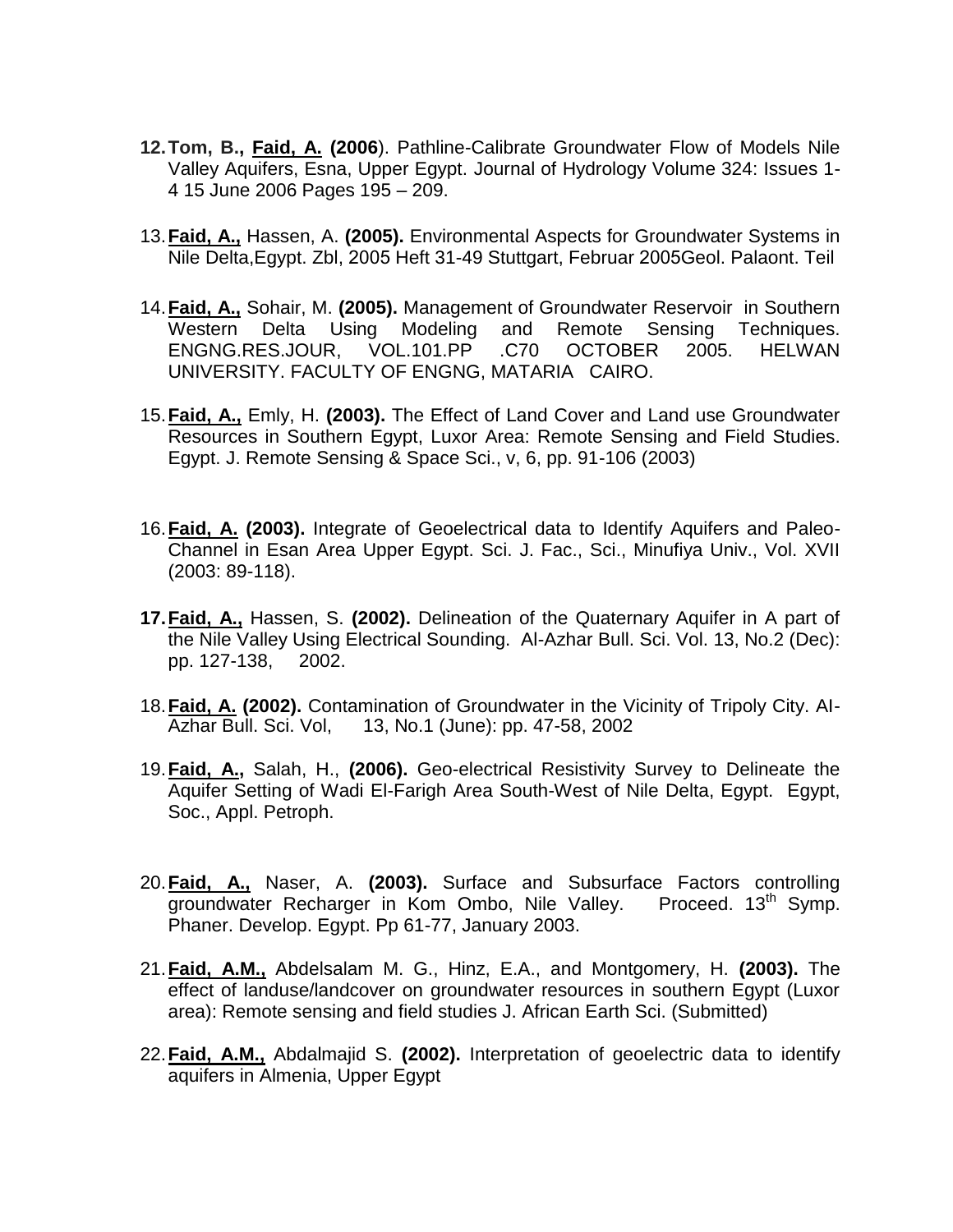12. **Tom, B., <u>Faid, A.</u> (2006**). Pathline-Calibrate Groundwater Flow of Models Nile Valley Aquifers, Esna, Upper Egypt. Journal of Hydrology Volume 324: Issues 1-4 15 June 2006 Pages 195 – 209.

13. **<u>Faid, A.,</u>** Hassen, A. **(2005).** Environmental Aspects for Groundwater Systems in Nile Delta,Egypt. Zbl, 2005 Heft 31-49 Stuttgart, Februar 2005Geol. Palaont. Teil

14. **<u>Faid, A.,</u>** Sohair, M. **(2005).** Management of Groundwater Reservoir in Southern Western Delta Using Modeling and Remote Sensing Techniques. ENGNG.RES.JOUR, VOL.101.PP .C70 OCTOBER 2005. HELWAN UNIVERSITY. FACULTY OF ENGNG, MATARIA CAIRO.

15. **<u>Faid, A.,</u>** Emly, H. **(2003).** The Effect of Land Cover and Land use Groundwater Resources in Southern Egypt, Luxor Area: Remote Sensing and Field Studies. Egypt. J. Remote Sensing & Space Sci., v, 6, pp. 91-106 (2003)

16. **<u>Faid, A.</u> (2003).** Integrate of Geoelectrical data to Identify Aquifers and Paleo-Channel in Esan Area Upper Egypt. Sci. J. Fac., Sci., Minufiya Univ., Vol. XVII (2003: 89-118).

17. **<u>Faid, A.,</u>** Hassen, S. **(2002).** Delineation of the Quaternary Aquifer in A part of the Nile Valley Using Electrical Sounding. Al-Azhar Bull. Sci. Vol. 13, No.2 (Dec): pp. 127-138, 2002.

18. **<u>Faid, A.</u> (2002).** Contamination of Groundwater in the Vicinity of Tripoly City. AI-Azhar Bull. Sci. Vol, 13, No.1 (June): pp. 47-58, 2002

19. **<u>Faid, A.,</u>** Salah, H., **(2006).** Geo-electrical Resistivity Survey to Delineate the Aquifer Setting of Wadi El-Farigh Area South-West of Nile Delta, Egypt. Egypt, Soc., Appl. Petroph.

20. **<u>Faid, A.,</u>** Naser, A. **(2003).** Surface and Subsurface Factors controlling groundwater Recharger in Kom Ombo, Nile Valley. Proceed. 13th Symp. Phaner. Develop. Egypt. Pp 61-77, January 2003.

21. **<u>Faid, A.M.,</u>** Abdelsalam M. G., Hinz, E.A., and Montgomery, H. **(2003).** The effect of landuse/landcover on groundwater resources in southern Egypt (Luxor area): Remote sensing and field studies J. African Earth Sci. (Submitted)

22. **<u>Faid, A.M.,</u>** Abdalmajid S. **(2002).** Interpretation of geoelectric data to identify aquifers in Almenia, Upper Egypt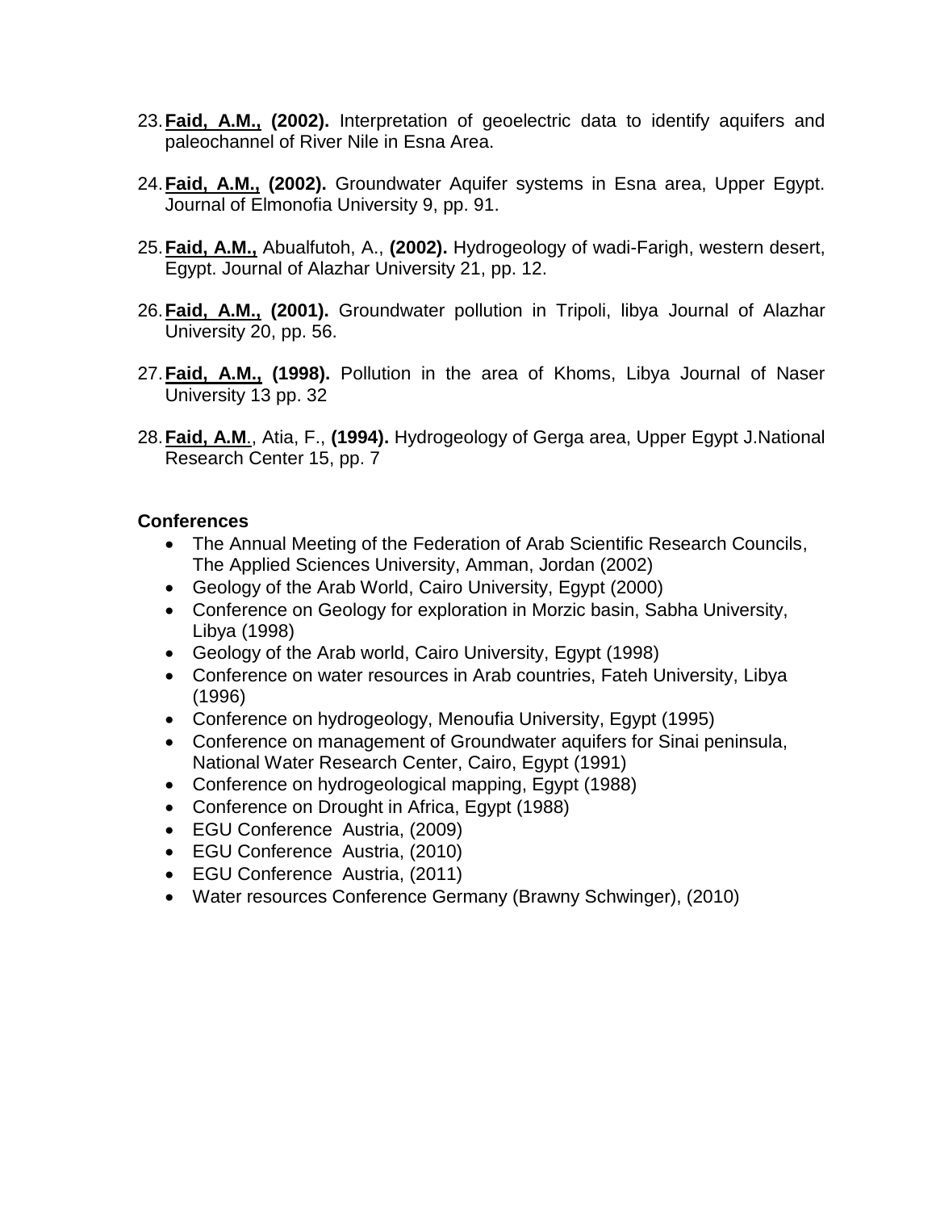23. **Faid, A.M., (2002).** Interpretation of geoelectric data to identify aquifers and paleochannel of River Nile in Esna Area.

24. **Faid, A.M., (2002).** Groundwater Aquifer systems in Esna area, Upper Egypt. Journal of Elmonofia University 9, pp. 91.

25. **Faid, A.M.,** Abualfutoh, A., **(2002).** Hydrogeology of wadi-Farigh, western desert, Egypt. Journal of Alazhar University 21, pp. 12.

26. **Faid, A.M., (2001).** Groundwater pollution in Tripoli, libya Journal of Alazhar University 20, pp. 56.

27. **Faid, A.M., (1998).** Pollution in the area of Khoms, Libya Journal of Naser University 13 pp. 32

28. **Faid, A.M**., Atia, F., **(1994).** Hydrogeology of Gerga area, Upper Egypt J.National Research Center 15, pp. 7

**Conferences**

- The Annual Meeting of the Federation of Arab Scientific Research Councils, The Applied Sciences University, Amman, Jordan (2002)
- Geology of the Arab World, Cairo University, Egypt (2000)
- Conference on Geology for exploration in Morzic basin, Sabha University, Libya (1998)
- Geology of the Arab world, Cairo University, Egypt (1998)
- Conference on water resources in Arab countries, Fateh University, Libya (1996)
- Conference on hydrogeology, Menoufia University, Egypt (1995)
- Conference on management of Groundwater aquifers for Sinai peninsula, National Water Research Center, Cairo, Egypt (1991)
- Conference on hydrogeological mapping, Egypt (1988)
- Conference on Drought in Africa, Egypt (1988)
- EGU Conference Austria, (2009)
- EGU Conference Austria, (2010)
- EGU Conference Austria, (2011)
- Water resources Conference Germany (Brawny Schwinger), (2010)